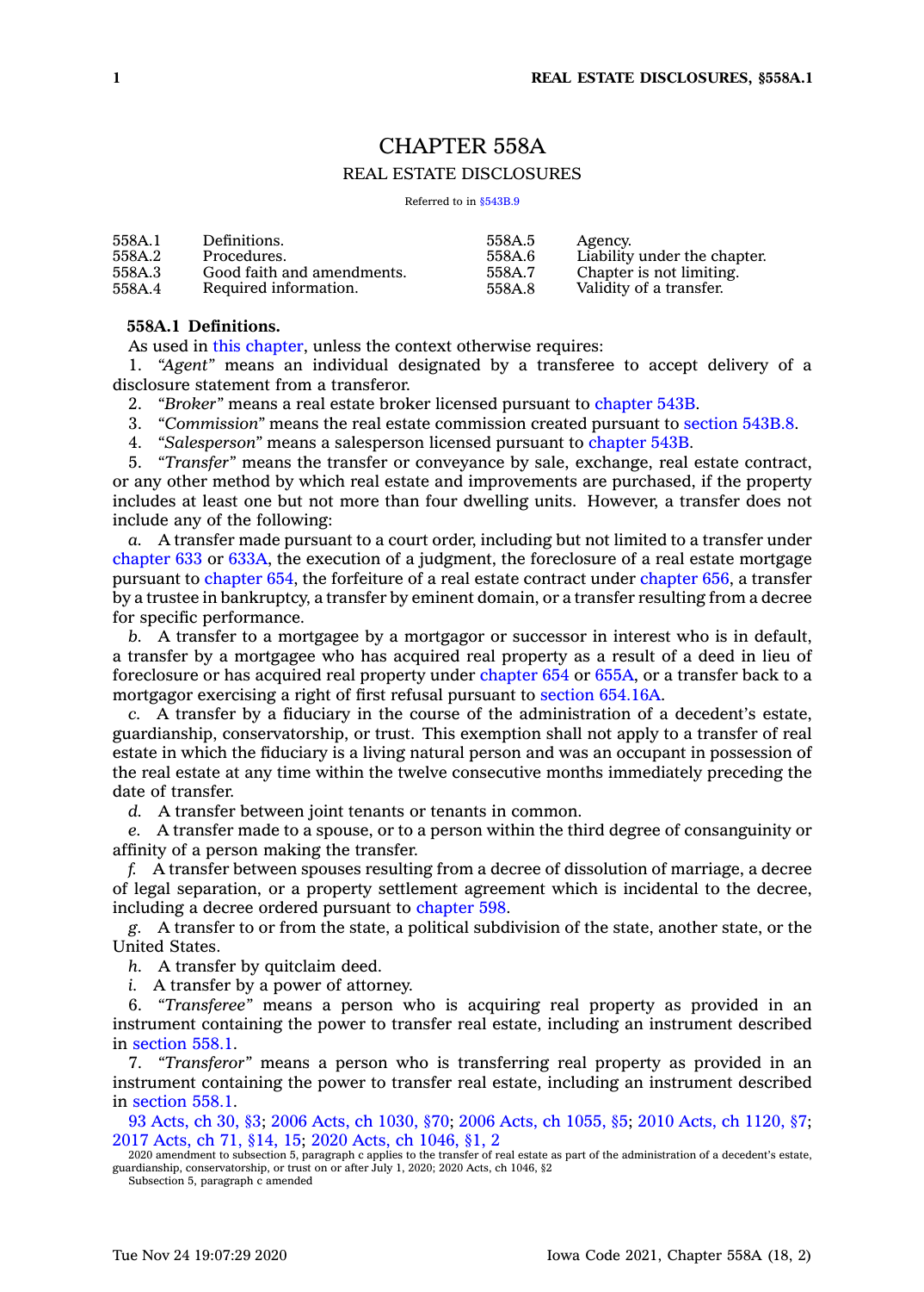# CHAPTER 558A

## REAL ESTATE DISCLOSURES

Referred to in §543B.9

| | | | |
|---|---|---|---|
| 558A.1 | Definitions. | 558A.5 | Agency. |
| 558A.2 | Procedures. | 558A.6 | Liability under the chapter. |
| 558A.3 | Good faith and amendments. | 558A.7 | Chapter is not limiting. |
| 558A.4 | Required information. | 558A.8 | Validity of a transfer. |

**558A.1 Definitions.**

As used in this chapter, unless the context otherwise requires:

1. *"Agent"* means an individual designated by a transferee to accept delivery of a disclosure statement from a transferor.
2. *"Broker"* means a real estate broker licensed pursuant to chapter 543B.
3. *"Commission"* means the real estate commission created pursuant to section 543B.8.
4. *"Salesperson"* means a salesperson licensed pursuant to chapter 543B.
5. *"Transfer"* means the transfer or conveyance by sale, exchange, real estate contract, or any other method by which real estate and improvements are purchased, if the property includes at least one but not more than four dwelling units. However, a transfer does not include any of the following:

*a.* A transfer made pursuant to a court order, including but not limited to a transfer under chapter 633 or 633A, the execution of a judgment, the foreclosure of a real estate mortgage pursuant to chapter 654, the forfeiture of a real estate contract under chapter 656, a transfer by a trustee in bankruptcy, a transfer by eminent domain, or a transfer resulting from a decree for specific performance.

*b.* A transfer to a mortgagee by a mortgagor or successor in interest who is in default, a transfer by a mortgagee who has acquired real property as a result of a deed in lieu of foreclosure or has acquired real property under chapter 654 or 655A, or a transfer back to a mortgagor exercising a right of first refusal pursuant to section 654.16A.

*c.* A transfer by a fiduciary in the course of the administration of a decedent's estate, guardianship, conservatorship, or trust. This exemption shall not apply to a transfer of real estate in which the fiduciary is a living natural person and was an occupant in possession of the real estate at any time within the twelve consecutive months immediately preceding the date of transfer.

*d.* A transfer between joint tenants or tenants in common.

*e.* A transfer made to a spouse, or to a person within the third degree of consanguinity or affinity of a person making the transfer.

*f.* A transfer between spouses resulting from a decree of dissolution of marriage, a decree of legal separation, or a property settlement agreement which is incidental to the decree, including a decree ordered pursuant to chapter 598.

*g.* A transfer to or from the state, a political subdivision of the state, another state, or the United States.

*h.* A transfer by quitclaim deed.

*i.* A transfer by a power of attorney.

6. *"Transferee"* means a person who is acquiring real property as provided in an instrument containing the power to transfer real estate, including an instrument described in section 558.1.
7. *"Transferor"* means a person who is transferring real property as provided in an instrument containing the power to transfer real estate, including an instrument described in section 558.1.

93 Acts, ch 30, §3; 2006 Acts, ch 1030, §70; 2006 Acts, ch 1055, §5; 2010 Acts, ch 1120, §7; 2017 Acts, ch 71, §14, 15; 2020 Acts, ch 1046, §1, 2

2020 amendment to subsection 5, paragraph c applies to the transfer of real estate as part of the administration of a decedent's estate, guardianship, conservatorship, or trust on or after July 1, 2020; 2020 Acts, ch 1046, §2

Subsection 5, paragraph c amended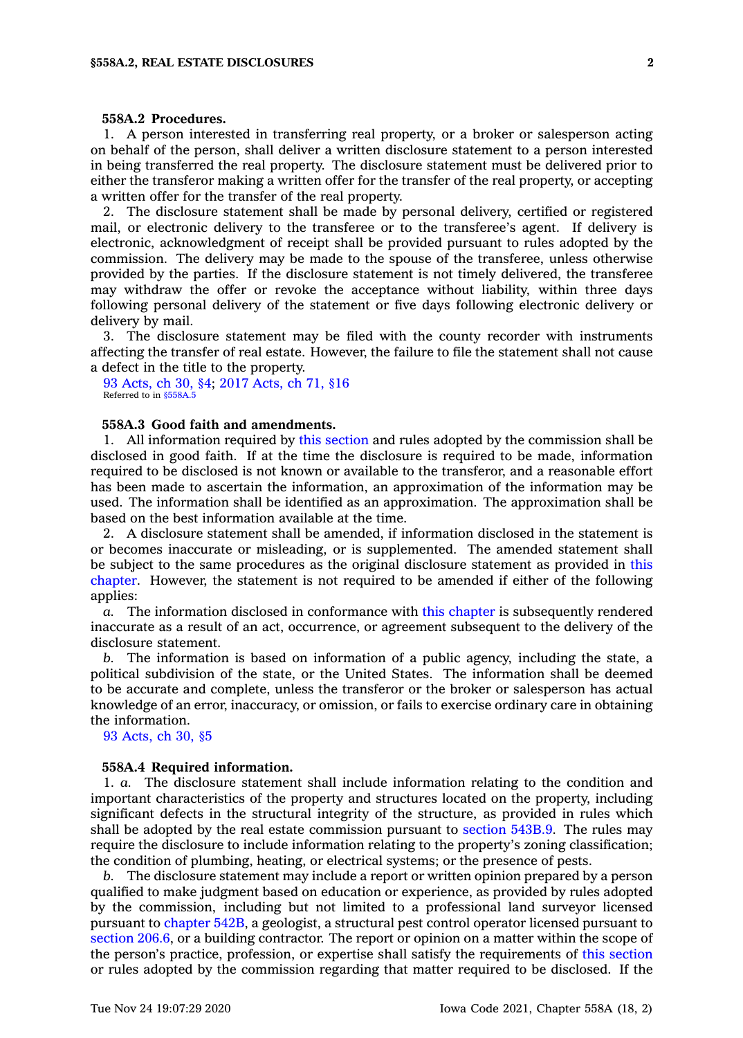**558A.2 Procedures.**

1. A person interested in transferring real property, or a broker or salesperson acting on behalf of the person, shall deliver a written disclosure statement to a person interested in being transferred the real property. The disclosure statement must be delivered prior to either the transferor making a written offer for the transfer of the real property, or accepting a written offer for the transfer of the real property.

2. The disclosure statement shall be made by personal delivery, certified or registered mail, or electronic delivery to the transferee or to the transferee's agent. If delivery is electronic, acknowledgment of receipt shall be provided pursuant to rules adopted by the commission. The delivery may be made to the spouse of the transferee, unless otherwise provided by the parties. If the disclosure statement is not timely delivered, the transferee may withdraw the offer or revoke the acceptance without liability, within three days following personal delivery of the statement or five days following electronic delivery or delivery by mail.

3. The disclosure statement may be filed with the county recorder with instruments affecting the transfer of real estate. However, the failure to file the statement shall not cause a defect in the title to the property.

93 Acts, ch 30, §4; 2017 Acts, ch 71, §16
Referred to in §558A.5

**558A.3 Good faith and amendments.**

1. All information required by this section and rules adopted by the commission shall be disclosed in good faith. If at the time the disclosure is required to be made, information required to be disclosed is not known or available to the transferor, and a reasonable effort has been made to ascertain the information, an approximation of the information may be used. The information shall be identified as an approximation. The approximation shall be based on the best information available at the time.

2. A disclosure statement shall be amended, if information disclosed in the statement is or becomes inaccurate or misleading, or is supplemented. The amended statement shall be subject to the same procedures as the original disclosure statement as provided in this chapter. However, the statement is not required to be amended if either of the following applies:

*a.* The information disclosed in conformance with this chapter is subsequently rendered inaccurate as a result of an act, occurrence, or agreement subsequent to the delivery of the disclosure statement.

*b.* The information is based on information of a public agency, including the state, a political subdivision of the state, or the United States. The information shall be deemed to be accurate and complete, unless the transferor or the broker or salesperson has actual knowledge of an error, inaccuracy, or omission, or fails to exercise ordinary care in obtaining the information.

93 Acts, ch 30, §5

**558A.4 Required information.**

1. *a.* The disclosure statement shall include information relating to the condition and important characteristics of the property and structures located on the property, including significant defects in the structural integrity of the structure, as provided in rules which shall be adopted by the real estate commission pursuant to section 543B.9. The rules may require the disclosure to include information relating to the property's zoning classification; the condition of plumbing, heating, or electrical systems; or the presence of pests.

*b.* The disclosure statement may include a report or written opinion prepared by a person qualified to make judgment based on education or experience, as provided by rules adopted by the commission, including but not limited to a professional land surveyor licensed pursuant to chapter 542B, a geologist, a structural pest control operator licensed pursuant to section 206.6, or a building contractor. The report or opinion on a matter within the scope of the person's practice, profession, or expertise shall satisfy the requirements of this section or rules adopted by the commission regarding that matter required to be disclosed. If the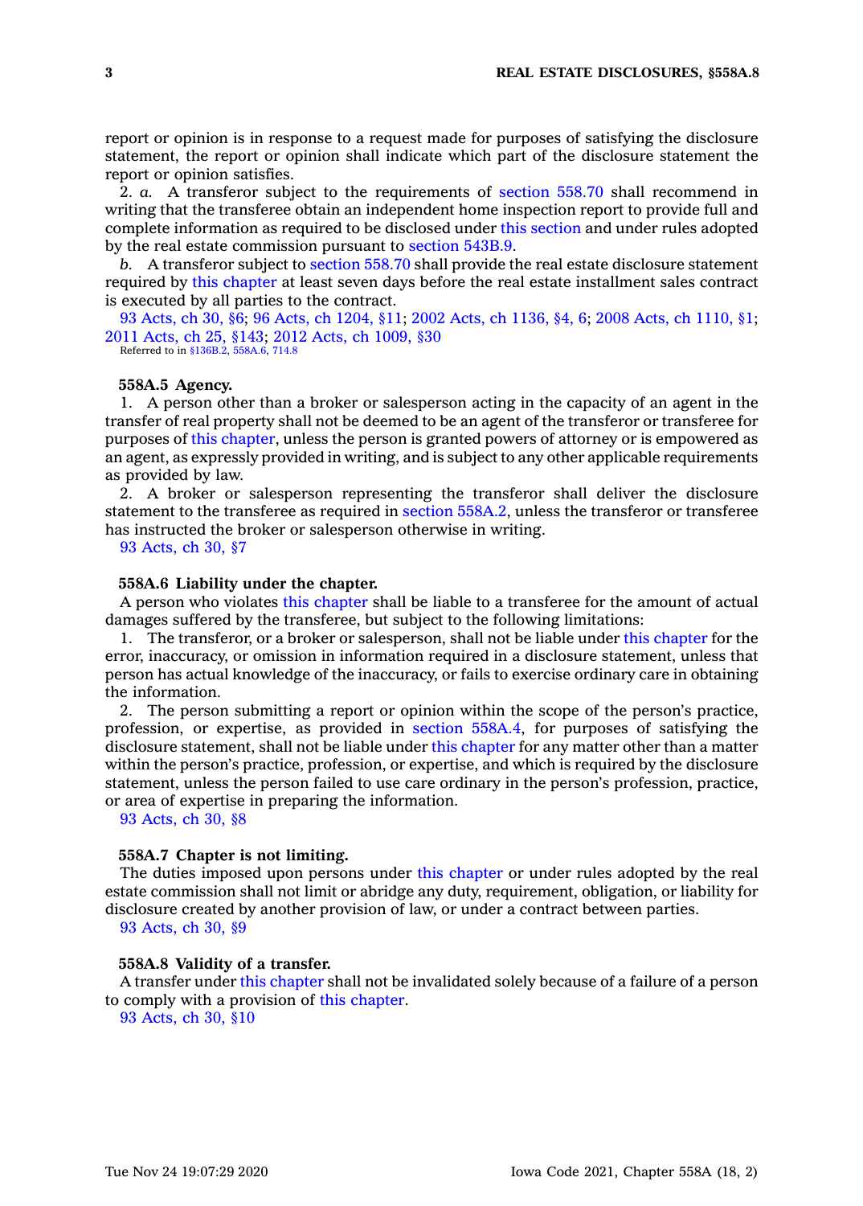report or opinion is in response to a request made for purposes of satisfying the disclosure statement, the report or opinion shall indicate which part of the disclosure statement the report or opinion satisfies.

2. *a.* A transferor subject to the requirements of section 558.70 shall recommend in writing that the transferee obtain an independent home inspection report to provide full and complete information as required to be disclosed under this section and under rules adopted by the real estate commission pursuant to section 543B.9.

*b.* A transferor subject to section 558.70 shall provide the real estate disclosure statement required by this chapter at least seven days before the real estate installment sales contract is executed by all parties to the contract.

93 Acts, ch 30, §6; 96 Acts, ch 1204, §11; 2002 Acts, ch 1136, §4, 6; 2008 Acts, ch 1110, §1; 2011 Acts, ch 25, §143; 2012 Acts, ch 1009, §30
Referred to in §136B.2, 558A.6, 714.8

**558A.5 Agency.**

1. A person other than a broker or salesperson acting in the capacity of an agent in the transfer of real property shall not be deemed to be an agent of the transferor or transferee for purposes of this chapter, unless the person is granted powers of attorney or is empowered as an agent, as expressly provided in writing, and is subject to any other applicable requirements as provided by law.

2. A broker or salesperson representing the transferor shall deliver the disclosure statement to the transferee as required in section 558A.2, unless the transferor or transferee has instructed the broker or salesperson otherwise in writing.

93 Acts, ch 30, §7

**558A.6 Liability under the chapter.**

A person who violates this chapter shall be liable to a transferee for the amount of actual damages suffered by the transferee, but subject to the following limitations:

1. The transferor, or a broker or salesperson, shall not be liable under this chapter for the error, inaccuracy, or omission in information required in a disclosure statement, unless that person has actual knowledge of the inaccuracy, or fails to exercise ordinary care in obtaining the information.

2. The person submitting a report or opinion within the scope of the person's practice, profession, or expertise, as provided in section 558A.4, for purposes of satisfying the disclosure statement, shall not be liable under this chapter for any matter other than a matter within the person's practice, profession, or expertise, and which is required by the disclosure statement, unless the person failed to use care ordinary in the person's profession, practice, or area of expertise in preparing the information.

93 Acts, ch 30, §8

**558A.7 Chapter is not limiting.**

The duties imposed upon persons under this chapter or under rules adopted by the real estate commission shall not limit or abridge any duty, requirement, obligation, or liability for disclosure created by another provision of law, or under a contract between parties.

93 Acts, ch 30, §9

**558A.8 Validity of a transfer.**

A transfer under this chapter shall not be invalidated solely because of a failure of a person to comply with a provision of this chapter.

93 Acts, ch 30, §10